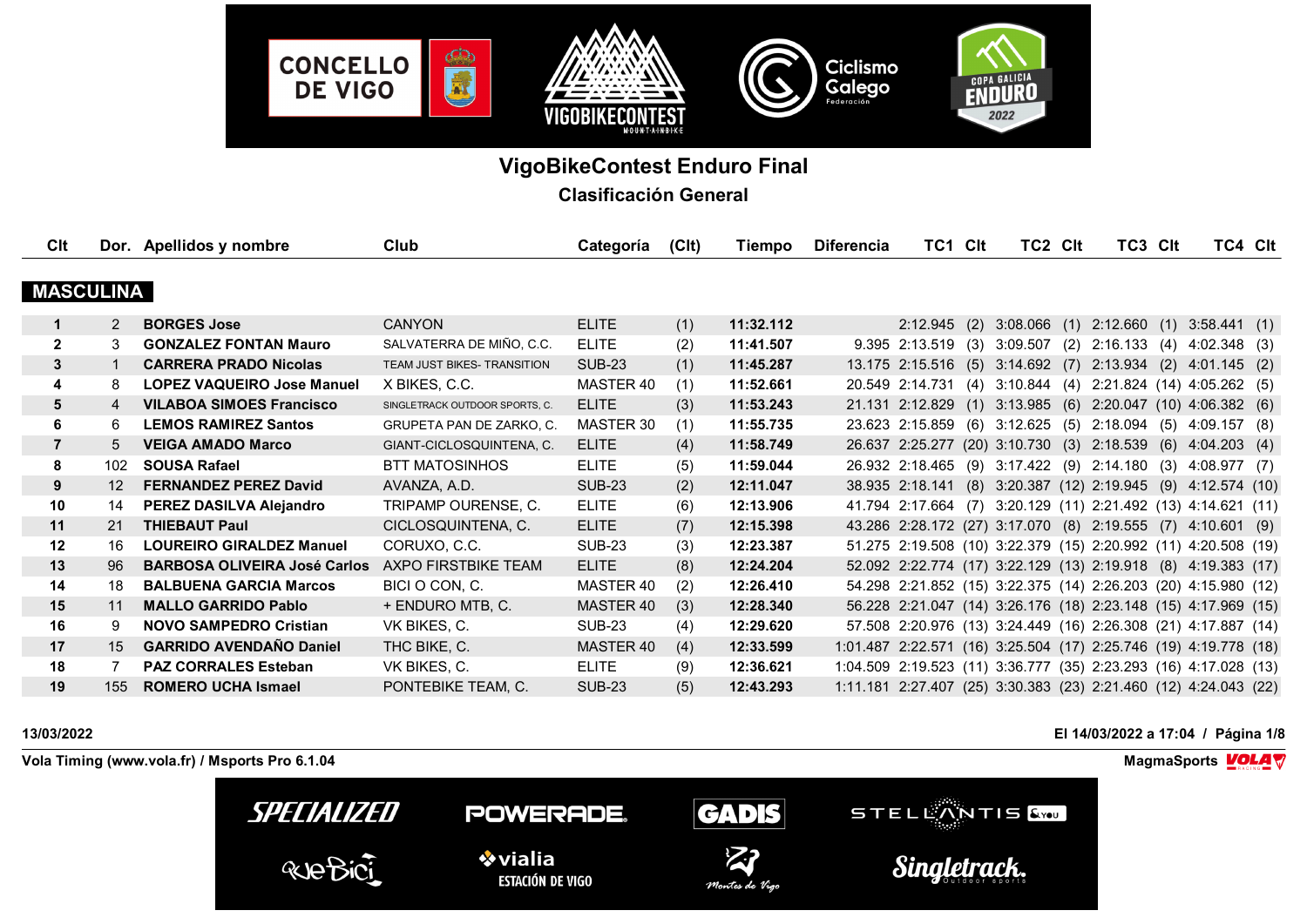# VigoBikeContest Enduro Final

## Clasificación General

| Clt | Dor. | Apellidos y nombre | Club | Categoría | (Clt) | Tiempo | Diferencia | TC1 | Clt | TC2 | Clt | TC3 | Clt | TC4 | Clt |
|---|---|---|---|---|---|---|---|---|---|---|---|---|---|---|---|
| **MASCULINA** | | | | | | | | | | | | | | | |
| **1** | 2 | **BORGES Jose** | CANYON | ELITE | (1) | **11:32.112** | | 2:12.945 | (2) | 3:08.066 | (1) | 2:12.660 | (1) | 3:58.441 | (1) |
| **2** | 3 | **GONZALEZ FONTAN Mauro** | SALVATERRA DE MIÑO, C.C. | ELITE | (2) | **11:41.507** | 9.395 | 2:13.519 | (3) | 3:09.507 | (2) | 2:16.133 | (4) | 4:02.348 | (3) |
| **3** | 1 | **CARRERA PRADO Nicolas** | TEAM JUST BIKES- TRANSITION | SUB-23 | (1) | **11:45.287** | 13.175 | 2:15.516 | (5) | 3:14.692 | (7) | 2:13.934 | (2) | 4:01.145 | (2) |
| **4** | 8 | **LOPEZ VAQUEIRO Jose Manuel** | X BIKES, C.C. | MASTER 40 | (1) | **11:52.661** | 20.549 | 2:14.731 | (4) | 3:10.844 | (4) | 2:21.824 | (14) | 4:05.262 | (5) |
| **5** | 4 | **VILABOA SIMOES Francisco** | SINGLETRACK OUTDOOR SPORTS, C. | ELITE | (3) | **11:53.243** | 21.131 | 2:12.829 | (1) | 3:13.985 | (6) | 2:20.047 | (10) | 4:06.382 | (6) |
| **6** | 6 | **LEMOS RAMIREZ Santos** | GRUPETA PAN DE ZARKO, C. | MASTER 30 | (1) | **11:55.735** | 23.623 | 2:15.859 | (6) | 3:12.625 | (5) | 2:18.094 | (5) | 4:09.157 | (8) |
| **7** | 5 | **VEIGA AMADO Marco** | GIANT-CICLOSQUINTENA, C. | ELITE | (4) | **11:58.749** | 26.637 | 2:25.277 | (20) | 3:10.730 | (3) | 2:18.539 | (6) | 4:04.203 | (4) |
| **8** | 102 | **SOUSA Rafael** | BTT MATOSINHOS | ELITE | (5) | **11:59.044** | 26.932 | 2:18.465 | (9) | 3:17.422 | (9) | 2:14.180 | (3) | 4:08.977 | (7) |
| **9** | 12 | **FERNANDEZ PEREZ David** | AVANZA, A.D. | SUB-23 | (2) | **12:11.047** | 38.935 | 2:18.141 | (8) | 3:20.387 | (12) | 2:19.945 | (9) | 4:12.574 | (10) |
| **10** | 14 | **PEREZ DASILVA Alejandro** | TRIPAMP OURENSE, C. | ELITE | (6) | **12:13.906** | 41.794 | 2:17.664 | (7) | 3:20.129 | (11) | 2:21.492 | (13) | 4:14.621 | (11) |
| **11** | 21 | **THIEBAUT Paul** | CICLOSQUINTENA, C. | ELITE | (7) | **12:15.398** | 43.286 | 2:28.172 | (27) | 3:17.070 | (8) | 2:19.555 | (7) | 4:10.601 | (9) |
| **12** | 16 | **LOUREIRO GIRALDEZ Manuel** | CORUXO, C.C. | SUB-23 | (3) | **12:23.387** | 51.275 | 2:19.508 | (10) | 3:22.379 | (15) | 2:20.992 | (11) | 4:20.508 | (19) |
| **13** | 96 | **BARBOSA OLIVEIRA José Carlos** | AXPO FIRSTBIKE TEAM | ELITE | (8) | **12:24.204** | 52.092 | 2:22.774 | (17) | 3:22.129 | (13) | 2:19.918 | (8) | 4:19.383 | (17) |
| **14** | 18 | **BALBUENA GARCIA Marcos** | BICI O CON, C. | MASTER 40 | (2) | **12:26.410** | 54.298 | 2:21.852 | (15) | 3:22.375 | (14) | 2:26.203 | (20) | 4:15.980 | (12) |
| **15** | 11 | **MALLO GARRIDO Pablo** | + ENDURO MTB, C. | MASTER 40 | (3) | **12:28.340** | 56.228 | 2:21.047 | (14) | 3:26.176 | (18) | 2:23.148 | (15) | 4:17.969 | (15) |
| **16** | 9 | **NOVO SAMPEDRO Cristian** | VK BIKES, C. | SUB-23 | (4) | **12:29.620** | 57.508 | 2:20.976 | (13) | 3:24.449 | (16) | 2:26.308 | (21) | 4:17.887 | (14) |
| **17** | 15 | **GARRIDO AVENDAÑO Daniel** | THC BIKE, C. | MASTER 40 | (4) | **12:33.599** | 1:01.487 | 2:22.571 | (16) | 3:25.504 | (17) | 2:25.746 | (19) | 4:19.778 | (18) |
| **18** | 7 | **PAZ CORRALES Esteban** | VK BIKES, C. | ELITE | (9) | **12:36.621** | 1:04.509 | 2:19.523 | (11) | 3:36.777 | (35) | 2:23.293 | (16) | 4:17.028 | (13) |
| **19** | 155 | **ROMERO UCHA Ismael** | PONTEBIKE TEAM, C. | SUB-23 | (5) | **12:43.293** | 1:11.181 | 2:27.407 | (25) | 3:30.383 | (23) | 2:21.460 | (12) | 4:24.043 | (22) |

**13/03/2022**

**El 14/03/2022 a 17:04**

**Vola Timing (www.vola.fr) / Msports Pro 6.1.04**

**MagmaSports**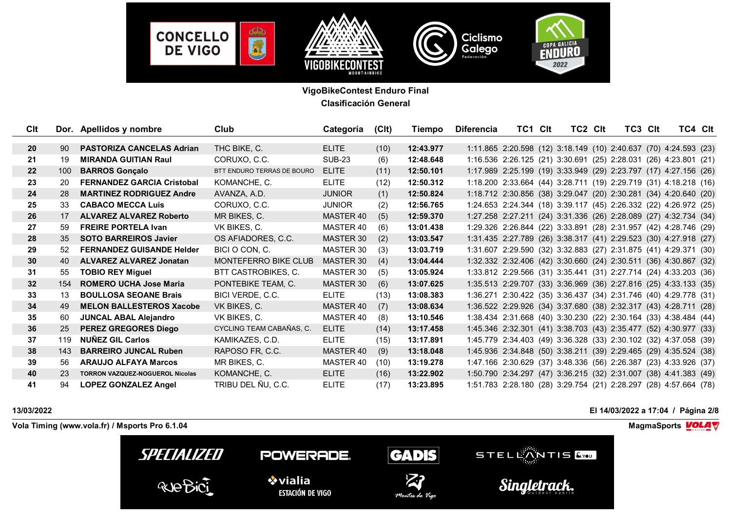**VigoBikeContest Enduro Final**

**Clasificación General**

| Clt | Dor. | Apellidos y nombre | Club | Categoría | (Clt) | Tiempo | Diferencia | TC1 | Clt | TC2 | Clt | TC3 | Clt | TC4 | Clt |
|---|---|---|---|---|---|---|---|---|---|---|---|---|---|---|---|
| **20** | 90 | **PASTORIZA CANCELAS Adrian** | THC BIKE, C. | ELITE | (10) | **12:43.977** | 1:11.865 | 2:20.598 | (12) | 3:18.149 | (10) | 2:40.637 | (70) | 4:24.593 | (23) |
| **21** | 19 | **MIRANDA GUITIAN Raul** | CORUXO, C.C. | SUB-23 | (6) | **12:48.648** | 1:16.536 | 2:26.125 | (21) | 3:30.691 | (25) | 2:28.031 | (26) | 4:23.801 | (21) |
| **22** | 100 | **BARROS Gonçalo** | BTT ENDURO TERRAS DE BOURO | ELITE | (11) | **12:50.101** | 1:17.989 | 2:25.199 | (19) | 3:33.949 | (29) | 2:23.797 | (17) | 4:27.156 | (26) |
| **23** | 20 | **FERNANDEZ GARCIA Cristobal** | KOMANCHE, C. | ELITE | (12) | **12:50.312** | 1:18.200 | 2:33.664 | (44) | 3:28.711 | (19) | 2:29.719 | (31) | 4:18.218 | (16) |
| **24** | 28 | **MARTINEZ RODRIGUEZ Andre** | AVANZA, A.D. | JUNIOR | (1) | **12:50.824** | 1:18.712 | 2:30.856 | (38) | 3:29.047 | (20) | 2:30.281 | (34) | 4:20.640 | (20) |
| **25** | 33 | **CABACO MECCA Luis** | CORUXO, C.C. | JUNIOR | (2) | **12:56.765** | 1:24.653 | 2:24.344 | (18) | 3:39.117 | (45) | 2:26.332 | (22) | 4:26.972 | (25) |
| **26** | 17 | **ALVAREZ ALVAREZ Roberto** | MR BIKES, C. | MASTER 40 | (5) | **12:59.370** | 1:27.258 | 2:27.211 | (24) | 3:31.336 | (26) | 2:28.089 | (27) | 4:32.734 | (34) |
| **27** | 59 | **FREIRE PORTELA Ivan** | VK BIKES, C. | MASTER 40 | (6) | **13:01.438** | 1:29.326 | 2:26.844 | (22) | 3:33.891 | (28) | 2:31.957 | (42) | 4:28.746 | (29) |
| **28** | 35 | **SOTO BARREIROS Javier** | OS AFIADORES, C.C. | MASTER 30 | (2) | **13:03.547** | 1:31.435 | 2:27.789 | (26) | 3:38.317 | (41) | 2:29.523 | (30) | 4:27.918 | (27) |
| **29** | 52 | **FERNANDEZ GUISANDE Helder** | BICI O CON, C. | MASTER 30 | (3) | **13:03.719** | 1:31.607 | 2:29.590 | (32) | 3:32.883 | (27) | 2:31.875 | (41) | 4:29.371 | (30) |
| **30** | 40 | **ALVAREZ ALVAREZ Jonatan** | MONTEFERRO BIKE CLUB | MASTER 30 | (4) | **13:04.444** | 1:32.332 | 2:32.406 | (42) | 3:30.660 | (24) | 2:30.511 | (36) | 4:30.867 | (32) |
| **31** | 55 | **TOBIO REY Miguel** | BTT CASTROBIKES, C. | MASTER 30 | (5) | **13:05.924** | 1:33.812 | 2:29.566 | (31) | 3:35.441 | (31) | 2:27.714 | (24) | 4:33.203 | (36) |
| **32** | 154 | **ROMERO UCHA Jose Maria** | PONTEBIKE TEAM, C. | MASTER 30 | (6) | **13:07.625** | 1:35.513 | 2:29.707 | (33) | 3:36.969 | (36) | 2:27.816 | (25) | 4:33.133 | (35) |
| **33** | 13 | **BOULLOSA SEOANE Brais** | BICI VERDE, C.C. | ELITE | (13) | **13:08.383** | 1:36.271 | 2:30.422 | (35) | 3:36.437 | (34) | 2:31.746 | (40) | 4:29.778 | (31) |
| **34** | 49 | **MELON BALLESTEROS Xacobe** | VK BIKES, C. | MASTER 40 | (7) | **13:08.634** | 1:36.522 | 2:29.926 | (34) | 3:37.680 | (38) | 2:32.317 | (43) | 4:28.711 | (28) |
| **35** | 60 | **JUNCAL ABAL Alejandro** | VK BIKES, C. | MASTER 40 | (8) | **13:10.546** | 1:38.434 | 2:31.668 | (40) | 3:30.230 | (22) | 2:30.164 | (33) | 4:38.484 | (44) |
| **36** | 25 | **PEREZ GREGORES Diego** | CYCLING TEAM CABAÑAS, C. | ELITE | (14) | **13:17.458** | 1:45.346 | 2:32.301 | (41) | 3:38.703 | (43) | 2:35.477 | (52) | 4:30.977 | (33) |
| **37** | 119 | **NUÑEZ GIL Carlos** | KAMIKAZES, C.D. | ELITE | (15) | **13:17.891** | 1:45.779 | 2:34.403 | (49) | 3:36.328 | (33) | 2:30.102 | (32) | 4:37.058 | (39) |
| **38** | 143 | **BARREIRO JUNCAL Ruben** | RAPOSO FR, C.C. | MASTER 40 | (9) | **13:18.048** | 1:45.936 | 2:34.848 | (50) | 3:38.211 | (39) | 2:29.465 | (29) | 4:35.524 | (38) |
| **39** | 56 | **ARAUJO ALFAYA Marcos** | MR BIKES, C. | MASTER 40 | (10) | **13:19.278** | 1:47.166 | 2:30.629 | (37) | 3:48.336 | (56) | 2:26.387 | (23) | 4:33.926 | (37) |
| **40** | 23 | **TORRON VAZQUEZ-NOGUEROL Nicolas** | KOMANCHE, C. | ELITE | (16) | **13:22.902** | 1:50.790 | 2:34.297 | (47) | 3:36.215 | (32) | 2:31.007 | (38) | 4:41.383 | (49) |
| **41** | 94 | **LOPEZ GONZALEZ Angel** | TRIBU DEL ÑU, C.C. | ELITE | (17) | **13:23.895** | 1:51.783 | 2:28.180 | (28) | 3:29.754 | (21) | 2:28.297 | (28) | 4:57.664 | (78) |

**13/03/2022** **El 14/03/2022 a 17:04**

**Vola Timing (www.vola.fr) / Msports Pro 6.1.04** **MagmaSports**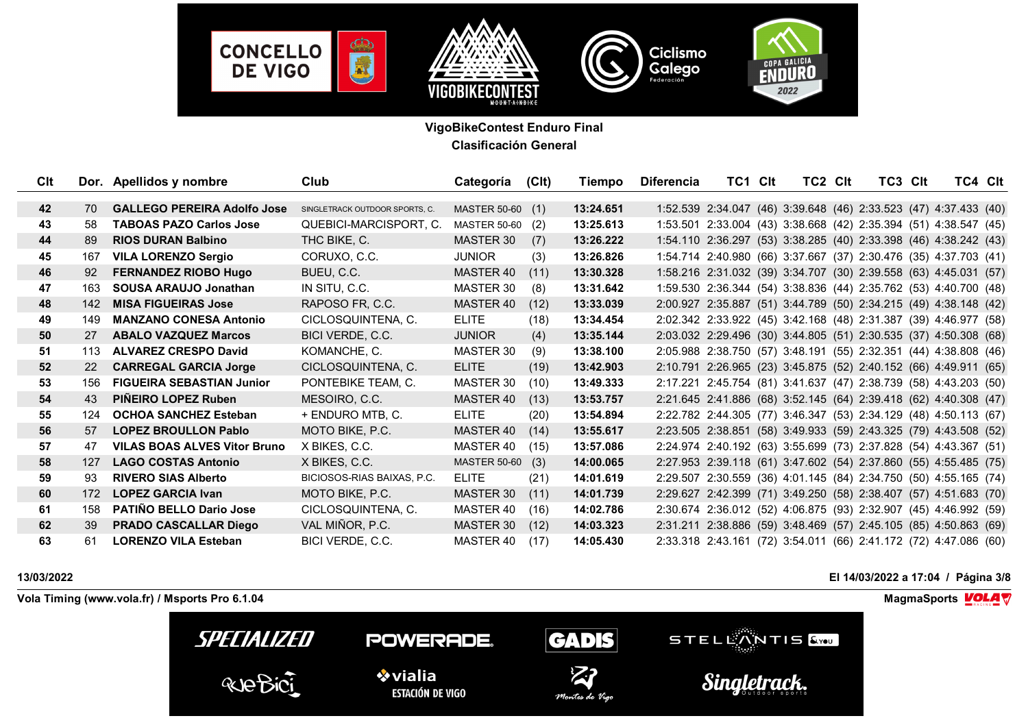**VigoBikeContest Enduro Final**
**Clasificación General**

| Clt | Dor. | Apellidos y nombre | Club | Categoría | (Clt) | Tiempo | Diferencia | TC1 | Clt | TC2 | Clt | TC3 | Clt | TC4 | Clt |
|---|---|---|---|---|---|---|---|---|---|---|---|---|---|---|---|
| 42 | 70 | **GALLEGO PEREIRA Adolfo Jose** | SINGLETRACK OUTDOOR SPORTS, C. | MASTER 50-60 | (1) | **13:24.651** | 1:52.539 | 2:34.047 | (46) | 3:39.648 | (46) | 2:33.523 | (47) | 4:37.433 | (40) |
| 43 | 58 | **TABOAS PAZO Carlos Jose** | QUEBICI-MARCISPORT, C. | MASTER 50-60 | (2) | **13:25.613** | 1:53.501 | 2:33.004 | (43) | 3:38.668 | (42) | 2:35.394 | (51) | 4:38.547 | (45) |
| 44 | 89 | **RIOS DURAN Balbino** | THC BIKE, C. | MASTER 30 | (7) | **13:26.222** | 1:54.110 | 2:36.297 | (53) | 3:38.285 | (40) | 2:33.398 | (46) | 4:38.242 | (43) |
| 45 | 167 | **VILA LORENZO Sergio** | CORUXO, C.C. | JUNIOR | (3) | **13:26.826** | 1:54.714 | 2:40.980 | (66) | 3:37.667 | (37) | 2:30.476 | (35) | 4:37.703 | (41) |
| 46 | 92 | **FERNANDEZ RIOBO Hugo** | BUEU, C.C. | MASTER 40 | (11) | **13:30.328** | 1:58.216 | 2:31.032 | (39) | 3:34.707 | (30) | 2:39.558 | (63) | 4:45.031 | (57) |
| 47 | 163 | **SOUSA ARAUJO Jonathan** | IN SITU, C.C. | MASTER 30 | (8) | **13:31.642** | 1:59.530 | 2:36.344 | (54) | 3:38.836 | (44) | 2:35.762 | (53) | 4:40.700 | (48) |
| 48 | 142 | **MISA FIGUEIRAS Jose** | RAPOSO FR, C.C. | MASTER 40 | (12) | **13:33.039** | 2:00.927 | 2:35.887 | (51) | 3:44.789 | (50) | 2:34.215 | (49) | 4:38.148 | (42) |
| 49 | 149 | **MANZANO CONESA Antonio** | CICLOSQUINTENA, C. | ELITE | (18) | **13:34.454** | 2:02.342 | 2:33.922 | (45) | 3:42.168 | (48) | 2:31.387 | (39) | 4:46.977 | (58) |
| 50 | 27 | **ABALO VAZQUEZ Marcos** | BICI VERDE, C.C. | JUNIOR | (4) | **13:35.144** | 2:03.032 | 2:29.496 | (30) | 3:44.805 | (51) | 2:30.535 | (37) | 4:50.308 | (68) |
| 51 | 113 | **ALVAREZ CRESPO David** | KOMANCHE, C. | MASTER 30 | (9) | **13:38.100** | 2:05.988 | 2:38.750 | (57) | 3:48.191 | (55) | 2:32.351 | (44) | 4:38.808 | (46) |
| 52 | 22 | **CARREGAL GARCIA Jorge** | CICLOSQUINTENA, C. | ELITE | (19) | **13:42.903** | 2:10.791 | 2:26.965 | (23) | 3:45.875 | (52) | 2:40.152 | (66) | 4:49.911 | (65) |
| 53 | 156 | **FIGUEIRA SEBASTIAN Junior** | PONTEBIKE TEAM, C. | MASTER 30 | (10) | **13:49.333** | 2:17.221 | 2:45.754 | (81) | 3:41.637 | (47) | 2:38.739 | (58) | 4:43.203 | (50) |
| 54 | 43 | **PIÑEIRO LOPEZ Ruben** | MESOIRO, C.C. | MASTER 40 | (13) | **13:53.757** | 2:21.645 | 2:41.886 | (68) | 3:52.145 | (64) | 2:39.418 | (62) | 4:40.308 | (47) |
| 55 | 124 | **OCHOA SANCHEZ Esteban** | + ENDURO MTB, C. | ELITE | (20) | **13:54.894** | 2:22.782 | 2:44.305 | (77) | 3:46.347 | (53) | 2:34.129 | (48) | 4:50.113 | (67) |
| 56 | 57 | **LOPEZ BROULLON Pablo** | MOTO BIKE, P.C. | MASTER 40 | (14) | **13:55.617** | 2:23.505 | 2:38.851 | (58) | 3:49.933 | (59) | 2:43.325 | (79) | 4:43.508 | (52) |
| 57 | 47 | **VILAS BOAS ALVES Vitor Bruno** | X BIKES, C.C. | MASTER 40 | (15) | **13:57.086** | 2:24.974 | 2:40.192 | (63) | 3:55.699 | (73) | 2:37.828 | (54) | 4:43.367 | (51) |
| 58 | 127 | **LAGO COSTAS Antonio** | X BIKES, C.C. | MASTER 50-60 | (3) | **14:00.065** | 2:27.953 | 2:39.118 | (61) | 3:47.602 | (54) | 2:37.860 | (55) | 4:55.485 | (75) |
| 59 | 93 | **RIVERO SIAS Alberto** | BICIOSOS-RIAS BAIXAS, P.C. | ELITE | (21) | **14:01.619** | 2:29.507 | 2:30.559 | (36) | 4:01.145 | (84) | 2:34.750 | (50) | 4:55.165 | (74) |
| 60 | 172 | **LOPEZ GARCIA Ivan** | MOTO BIKE, P.C. | MASTER 30 | (11) | **14:01.739** | 2:29.627 | 2:42.399 | (71) | 3:49.250 | (58) | 2:38.407 | (57) | 4:51.683 | (70) |
| 61 | 158 | **PATIÑO BELLO Dario Jose** | CICLOSQUINTENA, C. | MASTER 40 | (16) | **14:02.786** | 2:30.674 | 2:36.012 | (52) | 4:06.875 | (93) | 2:32.907 | (45) | 4:46.992 | (59) |
| 62 | 39 | **PRADO CASCALLAR Diego** | VAL MIÑOR, P.C. | MASTER 30 | (12) | **14:03.323** | 2:31.211 | 2:38.886 | (59) | 3:48.469 | (57) | 2:45.105 | (85) | 4:50.863 | (69) |
| 63 | 61 | **LORENZO VILA Esteban** | BICI VERDE, C.C. | MASTER 40 | (17) | **14:05.430** | 2:33.318 | 2:43.161 | (72) | 3:54.011 | (66) | 2:41.172 | (72) | 4:47.086 | (60) |

13/03/2022 — El 14/03/2022 a 17:04

Vola Timing (www.vola.fr) / Msports Pro 6.1.04 — MagmaSports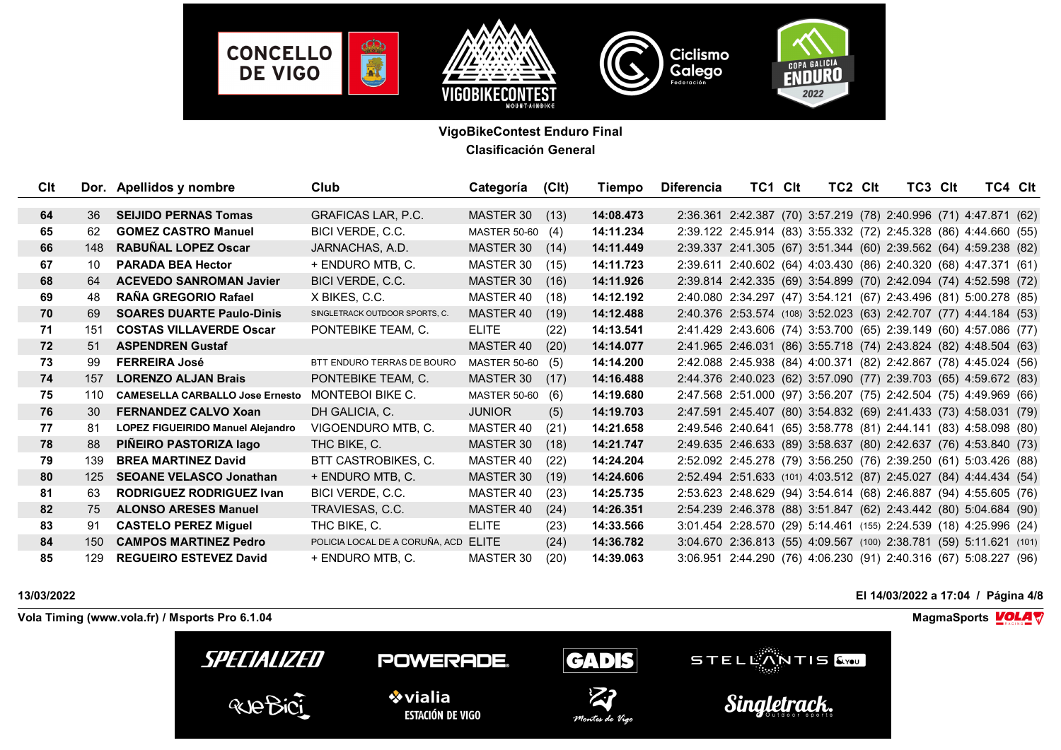**VigoBikeContest Enduro Final**
**Clasificación General**

| Clt | Dor. | Apellidos y nombre | Club | Categoría | (Clt) | Tiempo | Diferencia | TC1 | Clt | TC2 | Clt | TC3 | Clt | TC4 | Clt |
|---|---|---|---|---|---|---|---|---|---|---|---|---|---|---|---|
| 64 | 36 | **SEIJIDO PERNAS Tomas** | GRAFICAS LAR, P.C. | MASTER 30 | (13) | **14:08.473** | 2:36.361 | 2:42.387 | (70) | 3:57.219 | (78) | 2:40.996 | (71) | 4:47.871 | (62) |
| 65 | 62 | **GOMEZ CASTRO Manuel** | BICI VERDE, C.C. | MASTER 50-60 | (4) | **14:11.234** | 2:39.122 | 2:45.914 | (83) | 3:55.332 | (72) | 2:45.328 | (86) | 4:44.660 | (55) |
| 66 | 148 | **RABUÑAL LOPEZ Oscar** | JARNACHAS, A.D. | MASTER 30 | (14) | **14:11.449** | 2:39.337 | 2:41.305 | (67) | 3:51.344 | (60) | 2:39.562 | (64) | 4:59.238 | (82) |
| 67 | 10 | **PARADA BEA Hector** | + ENDURO MTB, C. | MASTER 30 | (15) | **14:11.723** | 2:39.611 | 2:40.602 | (64) | 4:03.430 | (86) | 2:40.320 | (68) | 4:47.371 | (61) |
| 68 | 64 | **ACEVEDO SANROMAN Javier** | BICI VERDE, C.C. | MASTER 30 | (16) | **14:11.926** | 2:39.814 | 2:42.335 | (69) | 3:54.899 | (70) | 2:42.094 | (74) | 4:52.598 | (72) |
| 69 | 48 | **RAÑA GREGORIO Rafael** | X BIKES, C.C. | MASTER 40 | (18) | **14:12.192** | 2:40.080 | 2:34.297 | (47) | 3:54.121 | (67) | 2:43.496 | (81) | 5:00.278 | (85) |
| 70 | 69 | **SOARES DUARTE Paulo-Dinis** | SINGLETRACK OUTDOOR SPORTS, C. | MASTER 40 | (19) | **14:12.488** | 2:40.376 | 2:53.574 | (108) | 3:52.023 | (63) | 2:42.707 | (77) | 4:44.184 | (53) |
| 71 | 151 | **COSTAS VILLAVERDE Oscar** | PONTEBIKE TEAM, C. | ELITE | (22) | **14:13.541** | 2:41.429 | 2:43.606 | (74) | 3:53.700 | (65) | 2:39.149 | (60) | 4:57.086 | (77) |
| 72 | 51 | **ASPENDREN Gustaf** | | MASTER 40 | (20) | **14:14.077** | 2:41.965 | 2:46.031 | (86) | 3:55.718 | (74) | 2:43.824 | (82) | 4:48.504 | (63) |
| 73 | 99 | **FERREIRA José** | BTT ENDURO TERRAS DE BOURO | MASTER 50-60 | (5) | **14:14.200** | 2:42.088 | 2:45.938 | (84) | 4:00.371 | (82) | 2:42.867 | (78) | 4:45.024 | (56) |
| 74 | 157 | **LORENZO ALJAN Brais** | PONTEBIKE TEAM, C. | MASTER 30 | (17) | **14:16.488** | 2:44.376 | 2:40.023 | (62) | 3:57.090 | (77) | 2:39.703 | (65) | 4:59.672 | (83) |
| 75 | 110 | **CAMESELLA CARBALLO Jose Ernesto** | MONTEBOI BIKE C. | MASTER 50-60 | (6) | **14:19.680** | 2:47.568 | 2:51.000 | (97) | 3:56.207 | (75) | 2:42.504 | (75) | 4:49.969 | (66) |
| 76 | 30 | **FERNANDEZ CALVO Xoan** | DH GALICIA, C. | JUNIOR | (5) | **14:19.703** | 2:47.591 | 2:45.407 | (80) | 3:54.832 | (69) | 2:41.433 | (73) | 4:58.031 | (79) |
| 77 | 81 | **LOPEZ FIGUEIRIDO Manuel Alejandro** | VIGOENDURO MTB, C. | MASTER 40 | (21) | **14:21.658** | 2:49.546 | 2:40.641 | (65) | 3:58.778 | (81) | 2:44.141 | (83) | 4:58.098 | (80) |
| 78 | 88 | **PIÑEIRO PASTORIZA Iago** | THC BIKE, C. | MASTER 30 | (18) | **14:21.747** | 2:49.635 | 2:46.633 | (89) | 3:58.637 | (80) | 2:42.637 | (76) | 4:53.840 | (73) |
| 79 | 139 | **BREA MARTINEZ David** | BTT CASTROBIKES, C. | MASTER 40 | (22) | **14:24.204** | 2:52.092 | 2:45.278 | (79) | 3:56.250 | (76) | 2:39.250 | (61) | 5:03.426 | (88) |
| 80 | 125 | **SEOANE VELASCO Jonathan** | + ENDURO MTB, C. | MASTER 30 | (19) | **14:24.606** | 2:52.494 | 2:51.633 | (101) | 4:03.512 | (87) | 2:45.027 | (84) | 4:44.434 | (54) |
| 81 | 63 | **RODRIGUEZ RODRIGUEZ Ivan** | BICI VERDE, C.C. | MASTER 40 | (23) | **14:25.735** | 2:53.623 | 2:48.629 | (94) | 3:54.614 | (68) | 2:46.887 | (94) | 4:55.605 | (76) |
| 82 | 75 | **ALONSO ARESES Manuel** | TRAVIESAS, C.C. | MASTER 40 | (24) | **14:26.351** | 2:54.239 | 2:46.378 | (88) | 3:51.847 | (62) | 2:43.442 | (80) | 5:04.684 | (90) |
| 83 | 91 | **CASTELO PEREZ Miguel** | THC BIKE, C. | ELITE | (23) | **14:33.566** | 3:01.454 | 2:28.570 | (29) | 5:14.461 | (155) | 2:24.539 | (18) | 4:25.996 | (24) |
| 84 | 150 | **CAMPOS MARTINEZ Pedro** | POLICIA LOCAL DE A CORUÑA, ACD | ELITE | (24) | **14:36.782** | 3:04.670 | 2:36.813 | (55) | 4:09.567 | (100) | 2:38.781 | (59) | 5:11.621 | (101) |
| 85 | 129 | **REGUEIRO ESTEVEZ David** | + ENDURO MTB, C. | MASTER 30 | (20) | **14:39.063** | 3:06.951 | 2:44.290 | (76) | 4:06.230 | (91) | 2:40.316 | (67) | 5:08.227 | (96) |

**13/03/2022**

**El 14/03/2022 a 17:04**

**Vola Timing (www.vola.fr) / Msports Pro 6.1.04**

**MagmaSports**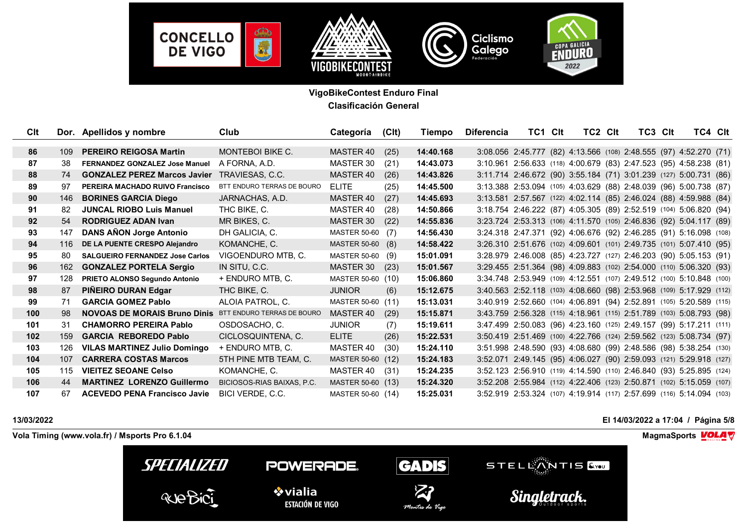**VigoBikeContest Enduro Final**
**Clasificación General**

| Clt | Dor. | Apellidos y nombre | Club | Categoría | (Clt) | Tiempo | Diferencia | TC1 | Clt | TC2 | Clt | TC3 | Clt | TC4 | Clt |
|---|---|---|---|---|---|---|---|---|---|---|---|---|---|---|---|
| 86 | 109 | PEREIRO REIGOSA Martin | MONTEBOI BIKE C. | MASTER 40 | (25) | 14:40.168 | 3:08.056 | 2:45.777 | (82) | 4:13.566 | (108) | 2:48.555 | (97) | 4:52.270 | (71) |
| 87 | 38 | FERNANDEZ GONZALEZ Jose Manuel | A FORNA, A.D. | MASTER 30 | (21) | 14:43.073 | 3:10.961 | 2:56.633 | (118) | 4:00.679 | (83) | 2:47.523 | (95) | 4:58.238 | (81) |
| 88 | 74 | GONZALEZ PEREZ Marcos Javier | TRAVIESAS, C.C. | MASTER 40 | (26) | 14:43.826 | 3:11.714 | 2:46.672 | (90) | 3:55.184 | (71) | 3:01.239 | (127) | 5:00.731 | (86) |
| 89 | 97 | PEREIRA MACHADO RUIVO Francisco | BTT ENDURO TERRAS DE BOURO | ELITE | (25) | 14:45.500 | 3:13.388 | 2:53.094 | (105) | 4:03.629 | (88) | 2:48.039 | (96) | 5:00.738 | (87) |
| 90 | 146 | BORINES GARCIA Diego | JARNACHAS, A.D. | MASTER 40 | (27) | 14:45.693 | 3:13.581 | 2:57.567 | (122) | 4:02.114 | (85) | 2:46.024 | (88) | 4:59.988 | (84) |
| 91 | 82 | JUNCAL RIOBO Luis Manuel | THC BIKE, C. | MASTER 40 | (28) | 14:50.866 | 3:18.754 | 2:46.222 | (87) | 4:05.305 | (89) | 2:52.519 | (104) | 5:06.820 | (94) |
| 92 | 54 | RODRIGUEZ ADAN Ivan | MR BIKES, C. | MASTER 30 | (22) | 14:55.836 | 3:23.724 | 2:53.313 | (106) | 4:11.570 | (105) | 2:46.836 | (92) | 5:04.117 | (89) |
| 93 | 147 | DANS AÑON Jorge Antonio | DH GALICIA, C. | MASTER 50-60 | (7) | 14:56.430 | 3:24.318 | 2:47.371 | (92) | 4:06.676 | (92) | 2:46.285 | (91) | 5:16.098 | (108) |
| 94 | 116 | DE LA PUENTE CRESPO Alejandro | KOMANCHE, C. | MASTER 50-60 | (8) | 14:58.422 | 3:26.310 | 2:51.676 | (102) | 4:09.601 | (101) | 2:49.735 | (101) | 5:07.410 | (95) |
| 95 | 80 | SALGUEIRO FERNANDEZ Jose Carlos | VIGOENDURO MTB, C. | MASTER 50-60 | (9) | 15:01.091 | 3:28.979 | 2:46.008 | (85) | 4:23.727 | (127) | 2:46.203 | (90) | 5:05.153 | (91) |
| 96 | 162 | GONZALEZ PORTELA Sergio | IN SITU, C.C. | MASTER 30 | (23) | 15:01.567 | 3:29.455 | 2:51.364 | (98) | 4:09.883 | (102) | 2:54.000 | (110) | 5:06.320 | (93) |
| 97 | 128 | PRIETO ALONSO Segundo Antonio | + ENDURO MTB, C. | MASTER 50-60 | (10) | 15:06.860 | 3:34.748 | 2:53.949 | (109) | 4:12.551 | (107) | 2:49.512 | (100) | 5:10.848 | (100) |
| 98 | 87 | PIÑEIRO DURAN Edgar | THC BIKE, C. | JUNIOR | (6) | 15:12.675 | 3:40.563 | 2:52.118 | (103) | 4:08.660 | (98) | 2:53.968 | (109) | 5:17.929 | (112) |
| 99 | 71 | GARCIA GOMEZ Pablo | ALOIA PATROL, C. | MASTER 50-60 | (11) | 15:13.031 | 3:40.919 | 2:52.660 | (104) | 4:06.891 | (94) | 2:52.891 | (105) | 5:20.589 | (115) |
| 100 | 98 | NOVOAS DE MORAIS Bruno Dinis | BTT ENDURO TERRAS DE BOURO | MASTER 40 | (29) | 15:15.871 | 3:43.759 | 2:56.328 | (115) | 4:18.961 | (115) | 2:51.789 | (103) | 5:08.793 | (98) |
| 101 | 31 | CHAMORRO PEREIRA Pablo | OSDOSACHO, C. | JUNIOR | (7) | 15:19.611 | 3:47.499 | 2:50.083 | (96) | 4:23.160 | (125) | 2:49.157 | (99) | 5:17.211 | (111) |
| 102 | 159 | GARCIA REBOREDO Pablo | CICLOSQUINTENA, C. | ELITE | (26) | 15:22.531 | 3:50.419 | 2:51.469 | (100) | 4:22.766 | (124) | 2:59.562 | (123) | 5:08.734 | (97) |
| 103 | 126 | VILAS MARTINEZ Julio Domingo | + ENDURO MTB, C. | MASTER 40 | (30) | 15:24.110 | 3:51.998 | 2:48.590 | (93) | 4:08.680 | (99) | 2:48.586 | (98) | 5:38.254 | (130) |
| 104 | 107 | CARRERA COSTAS Marcos | 5TH PINE MTB TEAM, C. | MASTER 50-60 | (12) | 15:24.183 | 3:52.071 | 2:49.145 | (95) | 4:06.027 | (90) | 2:59.093 | (121) | 5:29.918 | (127) |
| 105 | 115 | VIEITEZ SEOANE Celso | KOMANCHE, C. | MASTER 40 | (31) | 15:24.235 | 3:52.123 | 2:56.910 | (119) | 4:14.590 | (110) | 2:46.840 | (93) | 5:25.895 | (124) |
| 106 | 44 | MARTINEZ LORENZO Guillermo | BICIOSOS-RIAS BAIXAS, P.C. | MASTER 50-60 | (13) | 15:24.320 | 3:52.208 | 2:55.984 | (112) | 4:22.406 | (123) | 2:50.871 | (102) | 5:15.059 | (107) |
| 107 | 67 | ACEVEDO PENA Francisco Javie | BICI VERDE, C.C. | MASTER 50-60 | (14) | 15:25.031 | 3:52.919 | 2:53.324 | (107) | 4:19.914 | (117) | 2:57.699 | (116) | 5:14.094 | (103) |

13/03/2022

Vola Timing (www.vola.fr) / Msports Pro 6.1.04

MagmaSports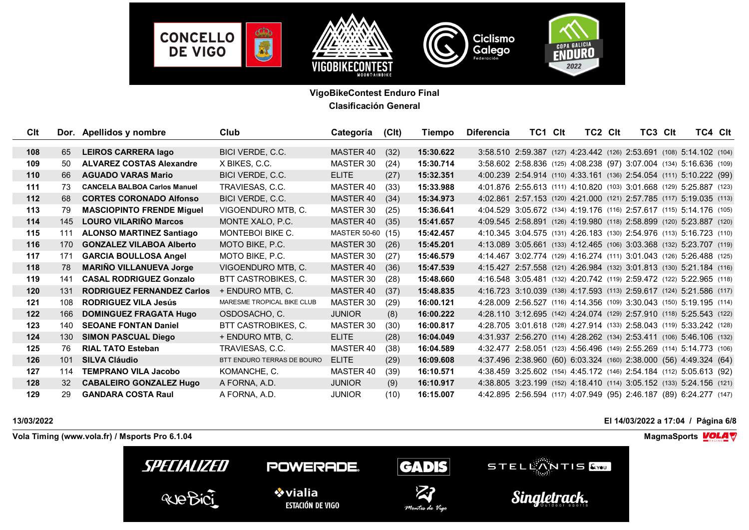**VigoBikeContest Enduro Final**
**Clasificación General**

| Clt | Dor. | Apellidos y nombre | Club | Categoría | (Clt) | Tiempo | Diferencia | TC1 | Clt | TC2 | Clt | TC3 | Clt | TC4 | Clt |
|---|---|---|---|---|---|---|---|---|---|---|---|---|---|---|---|
| 108 | 65 | **LEIROS CARRERA Iago** | BICI VERDE, C.C. | MASTER 40 | (32) | **15:30.622** | 3:58.510 | 2:59.387 | (127) | 4:23.442 | (126) | 2:53.691 | (108) | 5:14.102 | (104) |
| 109 | 50 | **ALVAREZ COSTAS Alexandre** | X BIKES, C.C. | MASTER 30 | (24) | **15:30.714** | 3:58.602 | 2:58.836 | (125) | 4:08.238 | (97) | 3:07.004 | (134) | 5:16.636 | (109) |
| 110 | 66 | **AGUADO VARAS Mario** | BICI VERDE, C.C. | ELITE | (27) | **15:32.351** | 4:00.239 | 2:54.914 | (110) | 4:33.161 | (136) | 2:54.054 | (111) | 5:10.222 | (99) |
| 111 | 73 | **CANCELA BALBOA Carlos Manuel** | TRAVIESAS, C.C. | MASTER 40 | (33) | **15:33.988** | 4:01.876 | 2:55.613 | (111) | 4:10.820 | (103) | 3:01.668 | (129) | 5:25.887 | (123) |
| 112 | 68 | **CORTES CORONADO Alfonso** | BICI VERDE, C.C. | MASTER 40 | (34) | **15:34.973** | 4:02.861 | 2:57.153 | (120) | 4:21.000 | (121) | 2:57.785 | (117) | 5:19.035 | (113) |
| 113 | 79 | **MASCIOPINTO FRENDE Miguel** | VIGOENDURO MTB, C. | MASTER 30 | (25) | **15:36.641** | 4:04.529 | 3:05.672 | (134) | 4:19.176 | (116) | 2:57.617 | (115) | 5:14.176 | (105) |
| 114 | 145 | **LOURO VILARIÑO Marcos** | MONTE XALO, P.C. | MASTER 40 | (35) | **15:41.657** | 4:09.545 | 2:58.891 | (126) | 4:19.980 | (118) | 2:58.899 | (120) | 5:23.887 | (120) |
| 115 | 111 | **ALONSO MARTINEZ Santiago** | MONTEBOI BIKE C. | MASTER 50-60 | (15) | **15:42.457** | 4:10.345 | 3:04.575 | (131) | 4:26.183 | (130) | 2:54.976 | (113) | 5:16.723 | (110) |
| 116 | 170 | **GONZALEZ VILABOA Alberto** | MOTO BIKE, P.C. | MASTER 30 | (26) | **15:45.201** | 4:13.089 | 3:05.661 | (133) | 4:12.465 | (106) | 3:03.368 | (132) | 5:23.707 | (119) |
| 117 | 171 | **GARCIA BOULLOSA Angel** | MOTO BIKE, P.C. | MASTER 30 | (27) | **15:46.579** | 4:14.467 | 3:02.774 | (129) | 4:16.274 | (111) | 3:01.043 | (126) | 5:26.488 | (125) |
| 118 | 78 | **MARIÑO VILLANUEVA Jorge** | VIGOENDURO MTB, C. | MASTER 40 | (36) | **15:47.539** | 4:15.427 | 2:57.558 | (121) | 4:26.984 | (132) | 3:01.813 | (130) | 5:21.184 | (116) |
| 119 | 141 | **CASAL RODRIGUEZ Gonzalo** | BTT CASTROBIKES, C. | MASTER 30 | (28) | **15:48.660** | 4:16.548 | 3:05.481 | (132) | 4:20.742 | (119) | 2:59.472 | (122) | 5:22.965 | (118) |
| 120 | 131 | **RODRIGUEZ FERNANDEZ Carlos** | + ENDURO MTB, C. | MASTER 40 | (37) | **15:48.835** | 4:16.723 | 3:10.039 | (138) | 4:17.593 | (113) | 2:59.617 | (124) | 5:21.586 | (117) |
| 121 | 108 | **RODRIGUEZ VILA Jesús** | MARESME TROPICAL BIKE CLUB | MASTER 30 | (29) | **16:00.121** | 4:28.009 | 2:56.527 | (116) | 4:14.356 | (109) | 3:30.043 | (150) | 5:19.195 | (114) |
| 122 | 166 | **DOMINGUEZ FRAGATA Hugo** | OSDOSACHO, C. | JUNIOR | (8) | **16:00.222** | 4:28.110 | 3:12.695 | (142) | 4:24.074 | (129) | 2:57.910 | (118) | 5:25.543 | (122) |
| 123 | 140 | **SEOANE FONTAN Daniel** | BTT CASTROBIKES, C. | MASTER 30 | (30) | **16:00.817** | 4:28.705 | 3:01.618 | (128) | 4:27.914 | (133) | 2:58.043 | (119) | 5:33.242 | (128) |
| 124 | 130 | **SIMON PASCUAL Diego** | + ENDURO MTB, C. | ELITE | (28) | **16:04.049** | 4:31.937 | 2:56.270 | (114) | 4:28.262 | (134) | 2:53.411 | (106) | 5:46.106 | (132) |
| 125 | 76 | **RIAL TATO Esteban** | TRAVIESAS, C.C. | MASTER 40 | (38) | **16:04.589** | 4:32.477 | 2:58.051 | (123) | 4:56.496 | (149) | 2:55.269 | (114) | 5:14.773 | (106) |
| 126 | 101 | **SILVA Cláudio** | BTT ENDURO TERRAS DE BOURO | ELITE | (29) | **16:09.608** | 4:37.496 | 2:38.960 | (60) | 6:03.324 | (160) | 2:38.000 | (56) | 4:49.324 | (64) |
| 127 | 114 | **TEMPRANO VILA Jacobo** | KOMANCHE, C. | MASTER 40 | (39) | **16:10.571** | 4:38.459 | 3:25.602 | (154) | 4:45.172 | (146) | 2:54.184 | (112) | 5:05.613 | (92) |
| 128 | 32 | **CABALEIRO GONZALEZ Hugo** | A FORNA, A.D. | JUNIOR | (9) | **16:10.917** | 4:38.805 | 3:23.199 | (152) | 4:18.410 | (114) | 3:05.152 | (133) | 5:24.156 | (121) |
| 129 | 29 | **GANDARA COSTA Raul** | A FORNA, A.D. | JUNIOR | (10) | **16:15.007** | 4:42.895 | 2:56.594 | (117) | 4:07.949 | (95) | 2:46.187 | (89) | 6:24.277 | (147) |

**13/03/2022** | **El 14/03/2022 a 17:04**

**Vola Timing (www.vola.fr) / Msports Pro 6.1.04** | **MagmaSports**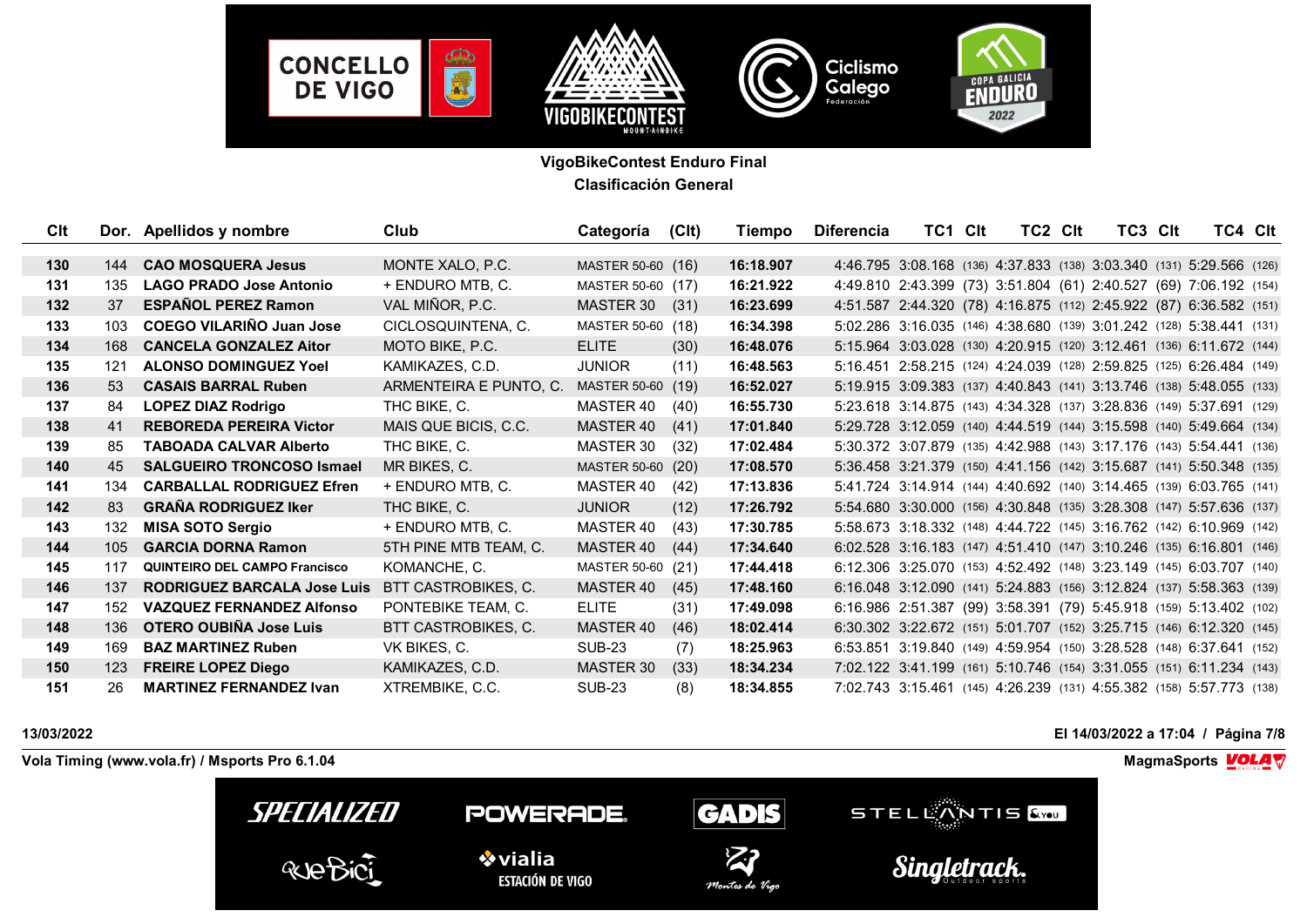**VigoBikeContest Enduro Final**

**Clasificación General**

| Clt | Dor. | Apellidos y nombre | Club | Categoría | (Clt) | Tiempo | Diferencia | TC1 | Clt | TC2 | Clt | TC3 | Clt | TC4 | Clt |
|---|---|---|---|---|---|---|---|---|---|---|---|---|---|---|---|
| 130 | 144 | **CAO MOSQUERA Jesus** | MONTE XALO, P.C. | MASTER 50-60 | (16) | **16:18.907** | 4:46.795 | 3:08.168 | (136) | 4:37.833 | (138) | 3:03.340 | (131) | 5:29.566 | (126) |
| 131 | 135 | **LAGO PRADO Jose Antonio** | + ENDURO MTB, C. | MASTER 50-60 | (17) | **16:21.922** | 4:49.810 | 2:43.399 | (73) | 3:51.804 | (61) | 2:40.527 | (69) | 7:06.192 | (154) |
| 132 | 37 | **ESPAÑOL PEREZ Ramon** | VAL MIÑOR, P.C. | MASTER 30 | (31) | **16:23.699** | 4:51.587 | 2:44.320 | (78) | 4:16.875 | (112) | 2:45.922 | (87) | 6:36.582 | (151) |
| 133 | 103 | **COEGO VILARIÑO Juan Jose** | CICLOSQUINTENA, C. | MASTER 50-60 | (18) | **16:34.398** | 5:02.286 | 3:16.035 | (146) | 4:38.680 | (139) | 3:01.242 | (128) | 5:38.441 | (131) |
| 134 | 168 | **CANCELA GONZALEZ Aitor** | MOTO BIKE, P.C. | ELITE | (30) | **16:48.076** | 5:15.964 | 3:03.028 | (130) | 4:20.915 | (120) | 3:12.461 | (136) | 6:11.672 | (144) |
| 135 | 121 | **ALONSO DOMINGUEZ Yoel** | KAMIKAZES, C.D. | JUNIOR | (11) | **16:48.563** | 5:16.451 | 2:58.215 | (124) | 4:24.039 | (128) | 2:59.825 | (125) | 6:26.484 | (149) |
| 136 | 53 | **CASAIS BARRAL Ruben** | ARMENTEIRA E PUNTO, C. | MASTER 50-60 | (19) | **16:52.027** | 5:19.915 | 3:09.383 | (137) | 4:40.843 | (141) | 3:13.746 | (138) | 5:48.055 | (133) |
| 137 | 84 | **LOPEZ DIAZ Rodrigo** | THC BIKE, C. | MASTER 40 | (40) | **16:55.730** | 5:23.618 | 3:14.875 | (143) | 4:34.328 | (137) | 3:28.836 | (149) | 5:37.691 | (129) |
| 138 | 41 | **REBOREDA PEREIRA Victor** | MAIS QUE BICIS, C.C. | MASTER 40 | (41) | **17:01.840** | 5:29.728 | 3:12.059 | (140) | 4:44.519 | (144) | 3:15.598 | (140) | 5:49.664 | (134) |
| 139 | 85 | **TABOADA CALVAR Alberto** | THC BIKE, C. | MASTER 30 | (32) | **17:02.484** | 5:30.372 | 3:07.879 | (135) | 4:42.988 | (143) | 3:17.176 | (143) | 5:54.441 | (136) |
| 140 | 45 | **SALGUEIRO TRONCOSO Ismael** | MR BIKES, C. | MASTER 50-60 | (20) | **17:08.570** | 5:36.458 | 3:21.379 | (150) | 4:41.156 | (142) | 3:15.687 | (141) | 5:50.348 | (135) |
| 141 | 134 | **CARBALLAL RODRIGUEZ Efren** | + ENDURO MTB, C. | MASTER 40 | (42) | **17:13.836** | 5:41.724 | 3:14.914 | (144) | 4:40.692 | (140) | 3:14.465 | (139) | 6:03.765 | (141) |
| 142 | 83 | **GRAÑA RODRIGUEZ Iker** | THC BIKE, C. | JUNIOR | (12) | **17:26.792** | 5:54.680 | 3:30.000 | (156) | 4:30.848 | (135) | 3:28.308 | (147) | 5:57.636 | (137) |
| 143 | 132 | **MISA SOTO Sergio** | + ENDURO MTB, C. | MASTER 40 | (43) | **17:30.785** | 5:58.673 | 3:18.332 | (148) | 4:44.722 | (145) | 3:16.762 | (142) | 6:10.969 | (142) |
| 144 | 105 | **GARCIA DORNA Ramon** | 5TH PINE MTB TEAM, C. | MASTER 40 | (44) | **17:34.640** | 6:02.528 | 3:16.183 | (147) | 4:51.410 | (147) | 3:10.246 | (135) | 6:16.801 | (146) |
| 145 | 117 | **QUINTEIRO DEL CAMPO Francisco** | KOMANCHE, C. | MASTER 50-60 | (21) | **17:44.418** | 6:12.306 | 3:25.070 | (153) | 4:52.492 | (148) | 3:23.149 | (145) | 6:03.707 | (140) |
| 146 | 137 | **RODRIGUEZ BARCALA Jose Luis** | BTT CASTROBIKES, C. | MASTER 40 | (45) | **17:48.160** | 6:16.048 | 3:12.090 | (141) | 5:24.883 | (156) | 3:12.824 | (137) | 5:58.363 | (139) |
| 147 | 152 | **VAZQUEZ FERNANDEZ Alfonso** | PONTEBIKE TEAM, C. | ELITE | (31) | **17:49.098** | 6:16.986 | 2:51.387 | (99) | 3:58.391 | (79) | 5:45.918 | (159) | 5:13.402 | (102) |
| 148 | 136 | **OTERO OUBIÑA Jose Luis** | BTT CASTROBIKES, C. | MASTER 40 | (46) | **18:02.414** | 6:30.302 | 3:22.672 | (151) | 5:01.707 | (152) | 3:25.715 | (146) | 6:12.320 | (145) |
| 149 | 169 | **BAZ MARTINEZ Ruben** | VK BIKES, C. | SUB-23 | (7) | **18:25.963** | 6:53.851 | 3:19.840 | (149) | 4:59.954 | (150) | 3:28.528 | (148) | 6:37.641 | (152) |
| 150 | 123 | **FREIRE LOPEZ Diego** | KAMIKAZES, C.D. | MASTER 30 | (33) | **18:34.234** | 7:02.122 | 3:41.199 | (161) | 5:10.746 | (154) | 3:31.055 | (151) | 6:11.234 | (143) |
| 151 | 26 | **MARTINEZ FERNANDEZ Ivan** | XTREMBIKE, C.C. | SUB-23 | (8) | **18:34.855** | 7:02.743 | 3:15.461 | (145) | 4:26.239 | (131) | 4:55.382 | (158) | 5:57.773 | (138) |

**13/03/2022**

**El 14/03/2022 a 17:04**

**Vola Timing (www.vola.fr) / Msports Pro 6.1.04**

**MagmaSports**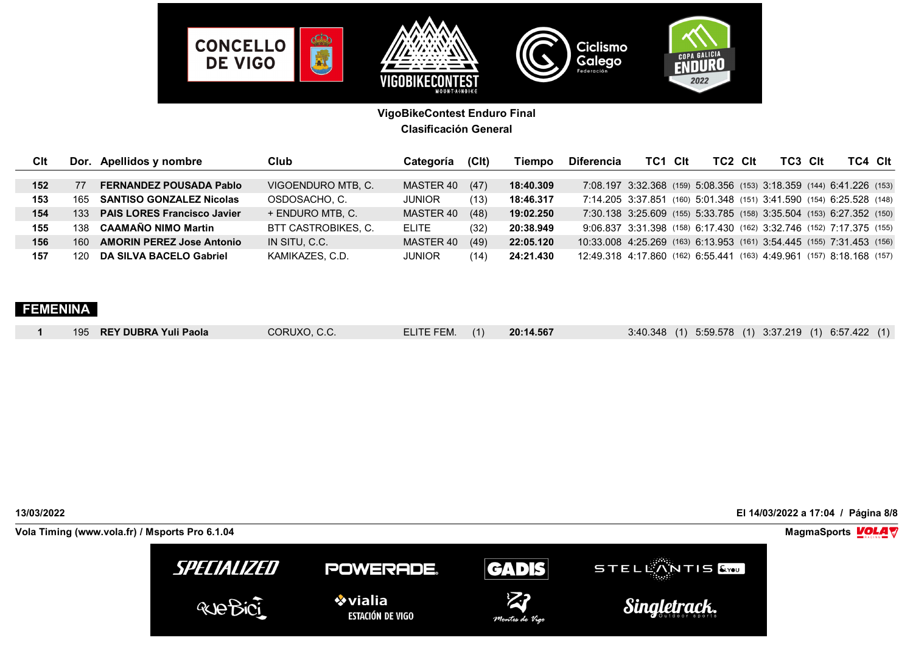**VigoBikeContest Enduro Final**
**Clasificación General**

| Clt | Dor. | Apellidos y nombre | Club | Categoría | (Clt) | Tiempo | Diferencia | TC1 | Clt | TC2 | Clt | TC3 | Clt | TC4 | Clt |
|---|---|---|---|---|---|---|---|---|---|---|---|---|---|---|---|
| **152** | 77 | **FERNANDEZ POUSADA Pablo** | VIGOENDURO MTB, C. | MASTER 40 | (47) | **18:40.309** | 7:08.197 | 3:32.368 | (159) | 5:08.356 | (153) | 3:18.359 | (144) | 6:41.226 | (153) |
| **153** | 165 | **SANTISO GONZALEZ Nicolas** | OSDOSACHO, C. | JUNIOR | (13) | **18:46.317** | 7:14.205 | 3:37.851 | (160) | 5:01.348 | (151) | 3:41.590 | (154) | 6:25.528 | (148) |
| **154** | 133 | **PAIS LORES Francisco Javier** | + ENDURO MTB, C. | MASTER 40 | (48) | **19:02.250** | 7:30.138 | 3:25.609 | (155) | 5:33.785 | (158) | 3:35.504 | (153) | 6:27.352 | (150) |
| **155** | 138 | **CAAMAÑO NIMO Martin** | BTT CASTROBIKES, C. | ELITE | (32) | **20:38.949** | 9:06.837 | 3:31.398 | (158) | 6:17.430 | (162) | 3:32.746 | (152) | 7:17.375 | (155) |
| **156** | 160 | **AMORIN PEREZ Jose Antonio** | IN SITU, C.C. | MASTER 40 | (49) | **22:05.120** | 10:33.008 | 4:25.269 | (163) | 6:13.953 | (161) | 3:54.445 | (155) | 7:31.453 | (156) |
| **157** | 120 | **DA SILVA BACELO Gabriel** | KAMIKAZES, C.D. | JUNIOR | (14) | **24:21.430** | 12:49.318 | 4:17.860 | (162) | 6:55.441 | (163) | 4:49.961 | (157) | 8:18.168 | (157) |

## FEMENINA

| Clt | Dor. | Apellidos y nombre | Club | Categoría | (Clt) | Tiempo | Diferencia | TC1 | Clt | TC2 | Clt | TC3 | Clt | TC4 | Clt |
|---|---|---|---|---|---|---|---|---|---|---|---|---|---|---|---|
| **1** | 195 | **REY DUBRA Yuli Paola** | CORUXO, C.C. | ELITE FEM. | (1) | **20:14.567** | | 3:40.348 | (1) | 5:59.578 | (1) | 3:37.219 | (1) | 6:57.422 | (1) |

**13/03/2022**

**El 14/03/2022 a 17:04**

**Vola Timing (www.vola.fr) / Msports Pro 6.1.04**

**MagmaSports**